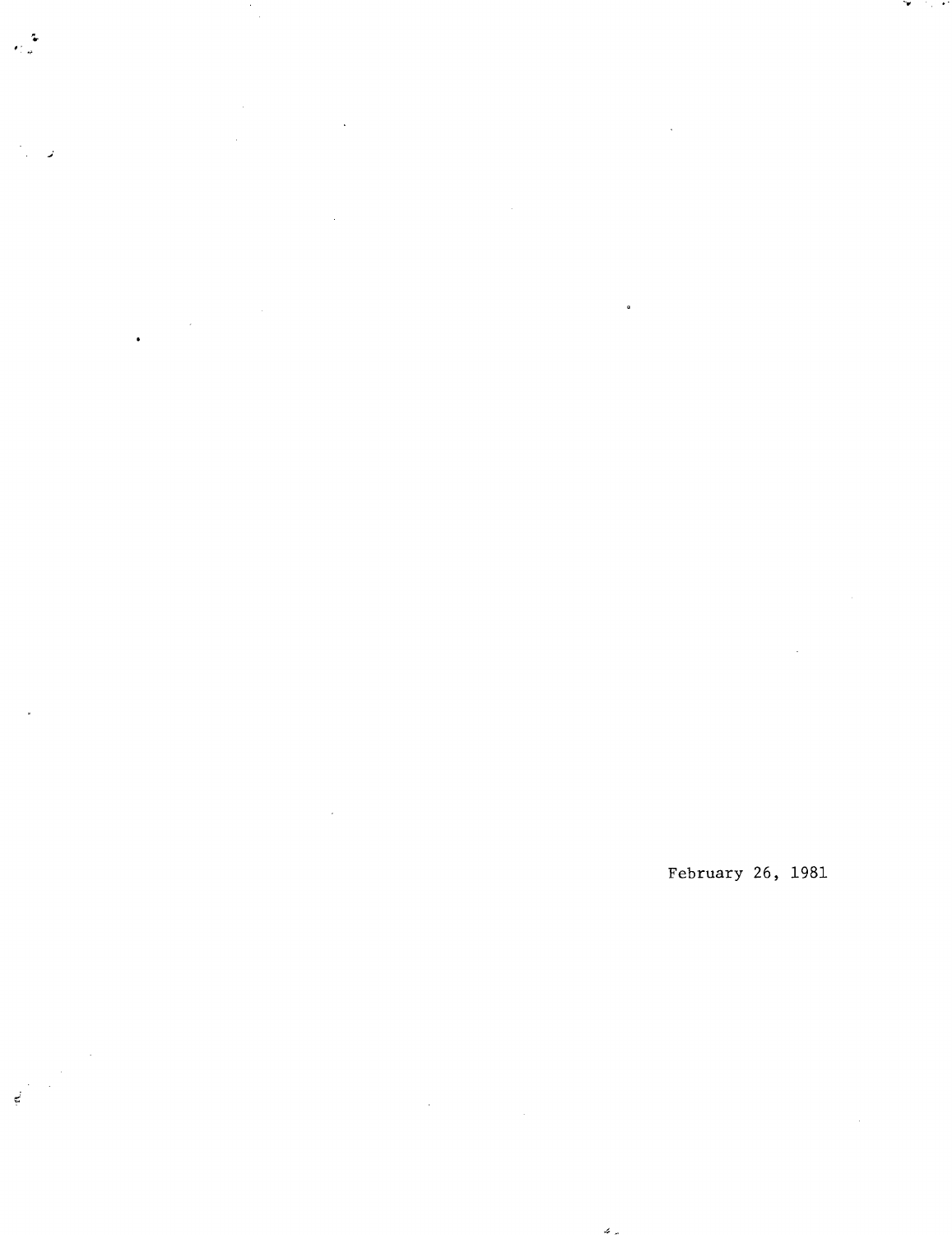February 26, 1981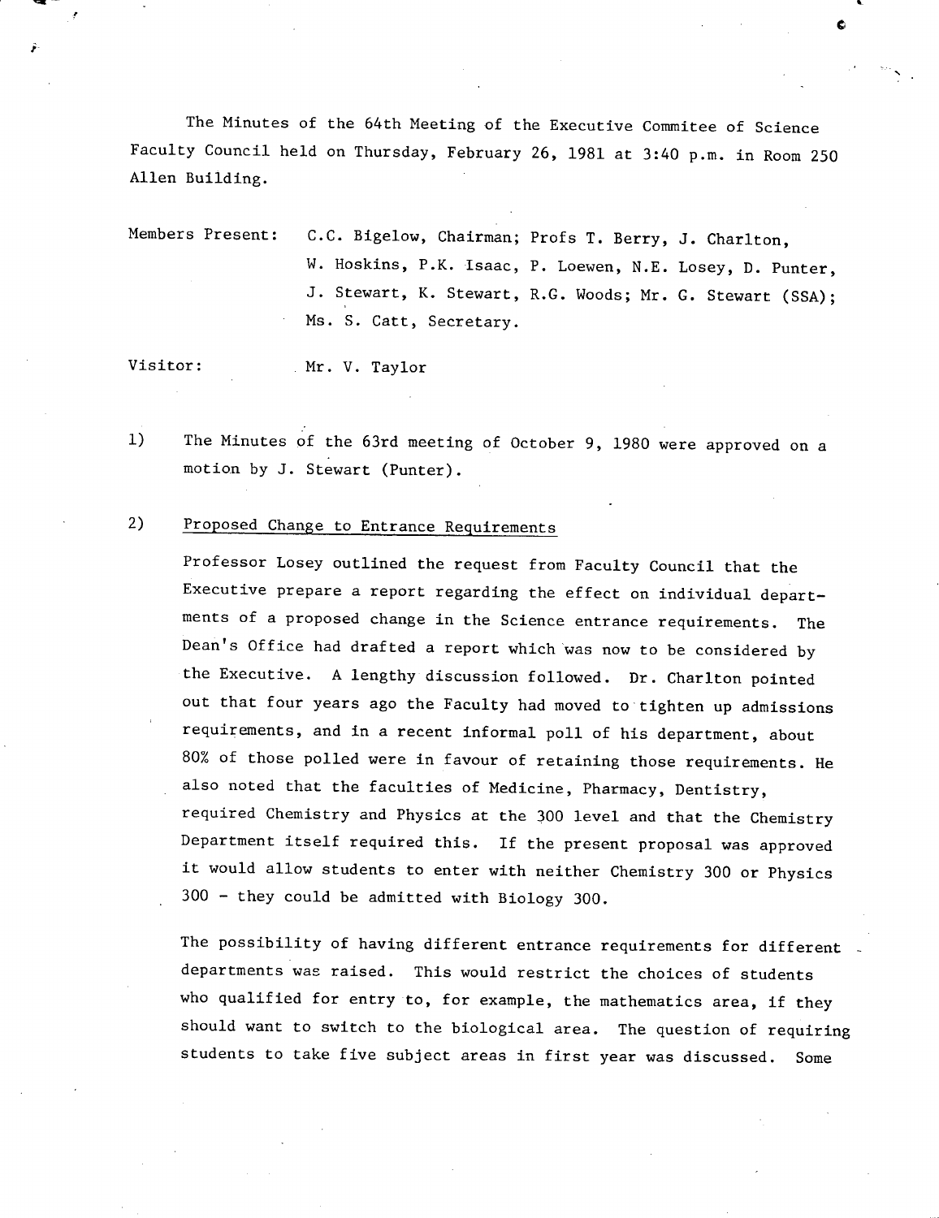The Minutes of the 64th Meeting of the Executive Commitee of Science Faculty Council held on Thursday, February 26, 1981 at 3:40 p.m. in Room 250 Allen Building.

Members Present: C.C. Bigelow, Chairman; Profs T. Berry, J. Charlton, W. Hoskins, P.K. Isaac, P. Loewen, N.E. Losey, D. Punter, J. Stewart, K. Stewart, R.G. Woods; Mr. G. Stewart (SSA); Ms. S. Catt, Secretary.

Visitor: Mr. V. Taylor

1) The Minutes of the 63rd meeting of October 9, 1980 were approved on a motion by J. Stewart (Punter).

2) Proposed Change to Entrance Requirements

Professor Losey outlined the request from Faculty Council that the Executive prepare a report regarding the effect on individual departments of a proposed change in the Science entrance requirements. The Dean's Office had drafted a report which was now to be considered by the Executive. A lengthy discussion followed. Dr. Charlton pointed out that four years ago the Faculty had moved to tighten up admissions requirements, and in a recent informal poll of his department, about 80% of those polled were in favour of retaining those requirements. He also noted that the faculties of Medicine, Pharmacy, Dentistry, required Chemistry and Physics at the 300 level and that the Chemistry Department itself required this. If the present proposal was approved it would allow students to enter with neither Chemistry 300 or Physics 300 - they could be admitted with Biology 300.

The possibility of having different entrance requirements for different departments was raised. This would restrict the choices of students who qualified for entry to, for example, the mathematics area, if they should want to switch to the biological area. The question of requiring students to take five subject areas in first year was discussed. Some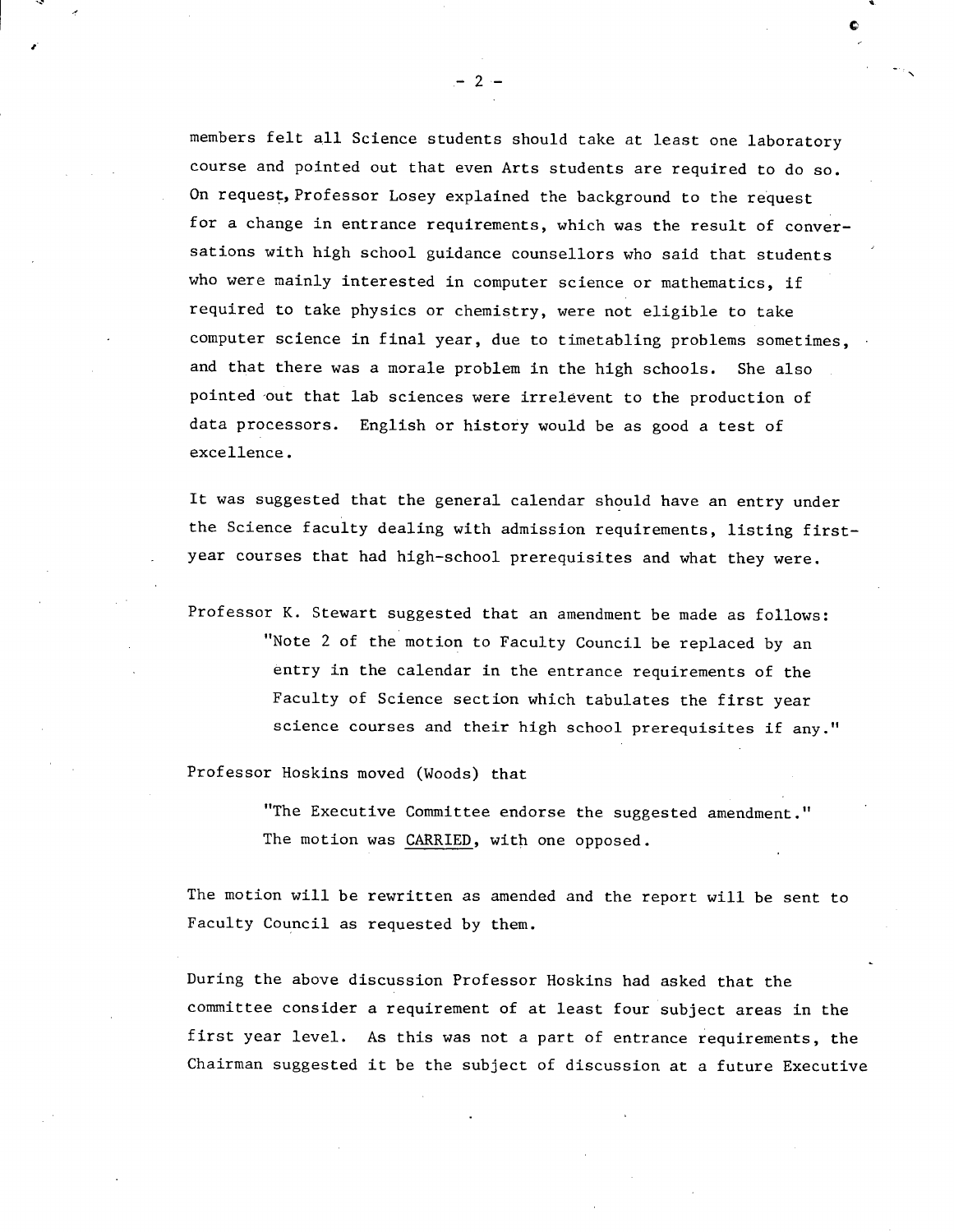members felt all Science students should take at least one laboratory course and pointed out that even Arts students are required to do so. On request, Professor Losey explained the background to the request for a change in entrance requirements, which was the result of conversations with high school guidance counsellors who said that students who were mainly interested in computer science or mathematics, if required to take physics or chemistry, were not eligible to take computer science in final year, due to timetabling problems sometimes, and that there was a morale problem in the high schools. She also pointed out that lab sciences were irrelevent to the production of data processors. English or history would be as good a test of excellence.

It was suggested that the general calendar should have an entry under the Science faculty dealing with admission requirements, listing first-year courses that had high-school prerequisites and what they were.

Professor K. Stewart suggested that an amendment be made as follows:

> "Note 2 of the motion to Faculty Council be replaced by an entry in the calendar in the entrance requirements of the Faculty of Science section which tabulates the first year science courses and their high school prerequisites if any."

Professor Hoskins moved (Woods) that

> "The Executive Committee endorse the suggested amendment."
> The motion was CARRIED, with one opposed.

The motion will be rewritten as amended and the report will be sent to Faculty Council as requested by them.

During the above discussion Professor Hoskins had asked that the committee consider a requirement of at least four subject areas in the first year level. As this was not a part of entrance requirements, the Chairman suggested it be the subject of discussion at a future Executive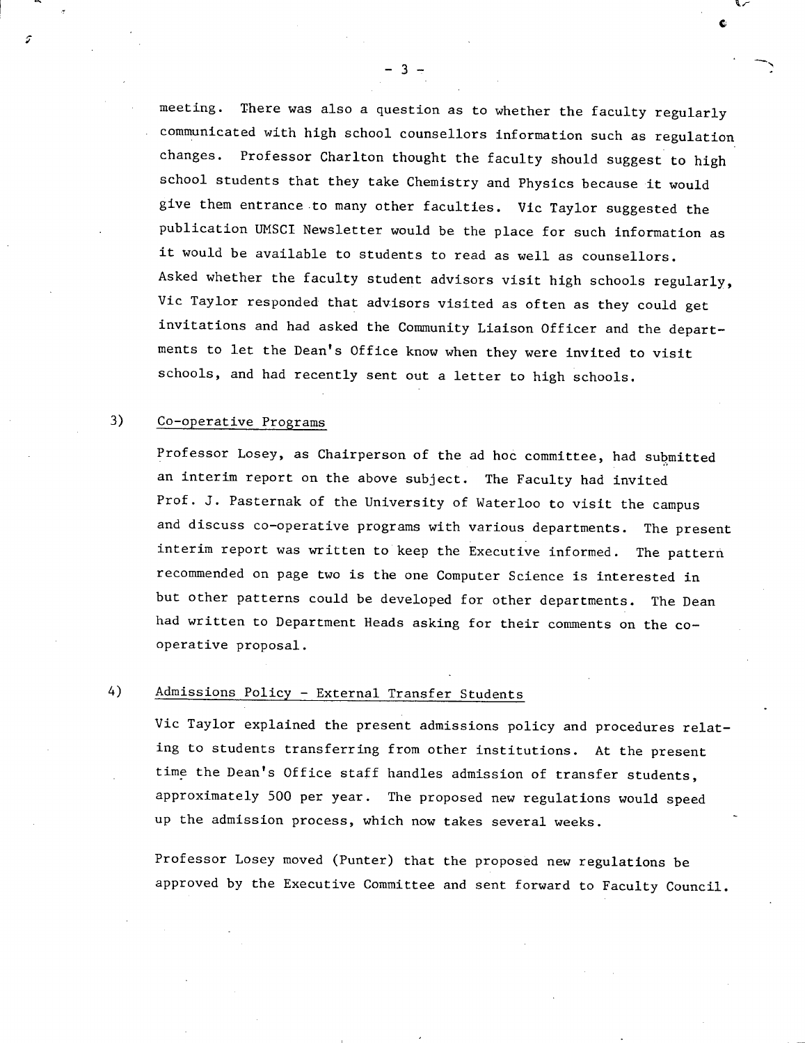meeting. There was also a question as to whether the faculty regularly communicated with high school counsellors information such as regulation changes. Professor Charlton thought the faculty should suggest to high school students that they take Chemistry and Physics because it would give them entrance to many other faculties. Vic Taylor suggested the publication UMSCI Newsletter would be the place for such information as it would be available to students to read as well as counsellors. Asked whether the faculty student advisors visit high schools regularly, Vic Taylor responded that advisors visited as often as they could get invitations and had asked the Community Liaison Officer and the departments to let the Dean's Office know when they were invited to visit schools, and had recently sent out a letter to high schools.

3) Co-operative Programs

Professor Losey, as Chairperson of the ad hoc committee, had submitted an interim report on the above subject. The Faculty had invited Prof. J. Pasternak of the University of Waterloo to visit the campus and discuss co-operative programs with various departments. The present interim report was written to keep the Executive informed. The pattern recommended on page two is the one Computer Science is interested in but other patterns could be developed for other departments. The Dean had written to Department Heads asking for their comments on the co-operative proposal.

4) Admissions Policy - External Transfer Students

Vic Taylor explained the present admissions policy and procedures relating to students transferring from other institutions. At the present time the Dean's Office staff handles admission of transfer students, approximately 500 per year. The proposed new regulations would speed up the admission process, which now takes several weeks.

Professor Losey moved (Punter) that the proposed new regulations be approved by the Executive Committee and sent forward to Faculty Council.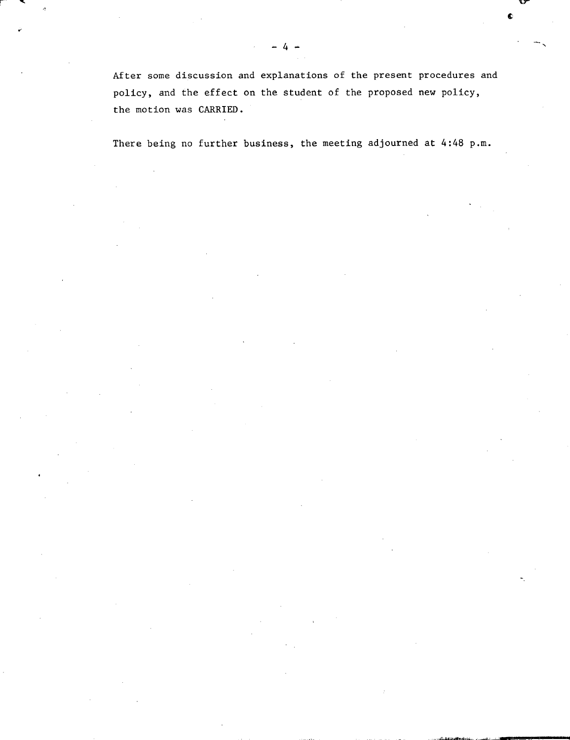After some discussion and explanations of the present procedures and policy, and the effect on the student of the proposed new policy, the motion was CARRIED.

There being no further business, the meeting adjourned at 4:48 p.m.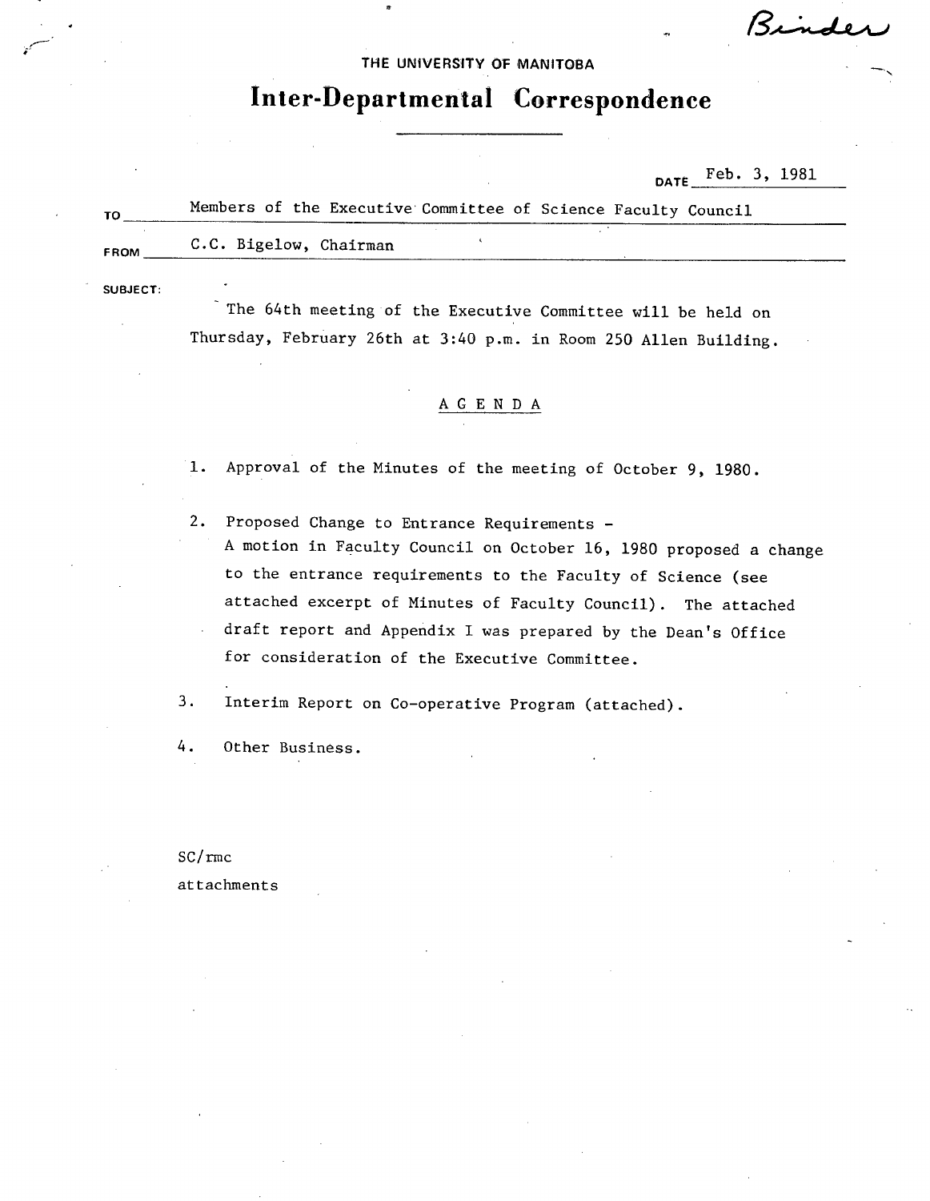Binder

THE UNIVERSITY OF MANITOBA

# Inter-Departmental Correspondence

DATE Feb. 3, 1981

TO Members of the Executive Committee of Science Faculty Council

FROM C.C. Bigelow, Chairman

SUBJECT:

The 64th meeting of the Executive Committee will be held on Thursday, February 26th at 3:40 p.m. in Room 250 Allen Building.

AGENDA

1. Approval of the Minutes of the meeting of October 9, 1980.

2. Proposed Change to Entrance Requirements - A motion in Faculty Council on October 16, 1980 proposed a change to the entrance requirements to the Faculty of Science (see attached excerpt of Minutes of Faculty Council). The attached draft report and Appendix I was prepared by the Dean's Office for consideration of the Executive Committee.

3. Interim Report on Co-operative Program (attached).

4. Other Business.

SC/rmc

attachments